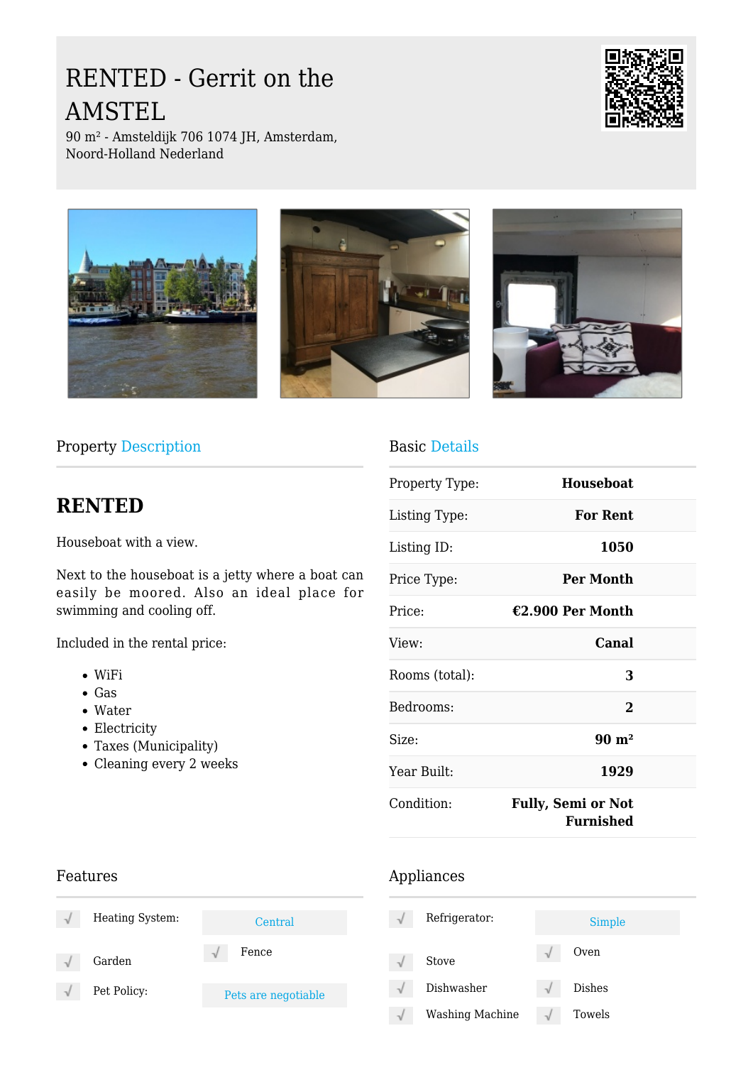# RENTED - Gerrit on the AMSTEL

90 m² - Amsteldijk 706 1074 JH, Amsterdam, Noord-Holland Nederland

## Property Description

# RENTED

Houseboat with a view.

Next to the houseboat is a jetty where a boat can easily be moored. Also an ideal place for swimming and cooling off.

Included in the rental price:

- WiFi
- Gas
- Water
- Electricity
- Taxes (Municipality)
- Cleaning every 2 weeks

## Basic Details

| | |
|---|---|
| Property Type: | **Houseboat** |
| Listing Type: | **For Rent** |
| Listing ID: | **1050** |
| Price Type: | **Per Month** |
| Price: | **€2.900 Per Month** |
| View: | **Canal** |
| Rooms (total): | **3** |
| Bedrooms: | **2** |
| Size: | **90 m²** |
| Year Built: | **1929** |
| Condition: | **Fully, Semi or Not Furnished** |

## Features

- √ Heating System: Central
- √ Fence
- √ Garden
- √ Pet Policy: Pets are negotiable

## Appliances

- √ Refrigerator: Simple
- √ Oven
- √ Stove
- √ Dishwasher
- √ Dishes
- √ Washing Machine
- √ Towels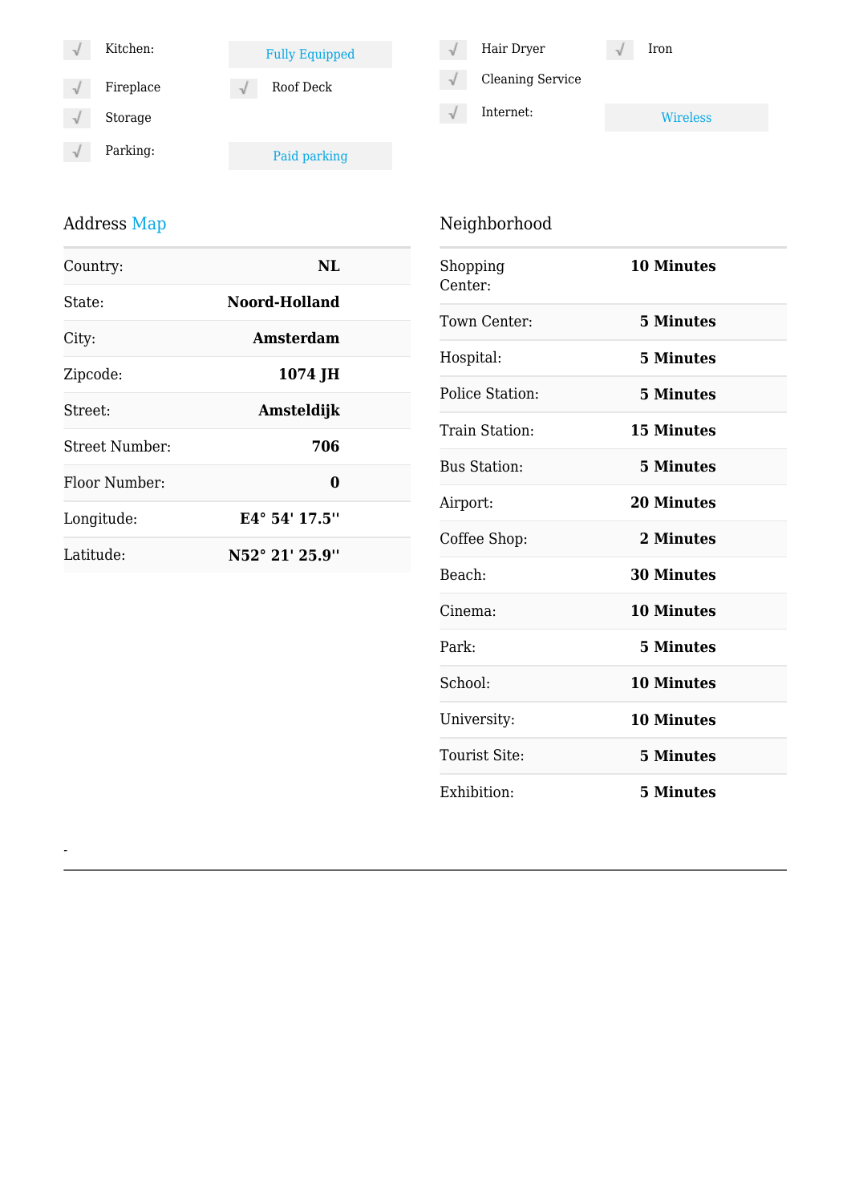- Kitchen: Fully Equipped
- Fireplace
- Roof Deck
- Storage
- Parking: Paid parking
- Hair Dryer
- Iron
- Cleaning Service
- Internet: Wireless

## Address Map

| | |
|---|---|
| Country: | **NL** |
| State: | **Noord-Holland** |
| City: | **Amsterdam** |
| Zipcode: | **1074 JH** |
| Street: | **Amsteldijk** |
| Street Number: | **706** |
| Floor Number: | **0** |
| Longitude: | **E4° 54' 17.5''** |
| Latitude: | **N52° 21' 25.9''** |

## Neighborhood

| | |
|---|---|
| Shopping Center: | **10 Minutes** |
| Town Center: | **5 Minutes** |
| Hospital: | **5 Minutes** |
| Police Station: | **5 Minutes** |
| Train Station: | **15 Minutes** |
| Bus Station: | **5 Minutes** |
| Airport: | **20 Minutes** |
| Coffee Shop: | **2 Minutes** |
| Beach: | **30 Minutes** |
| Cinema: | **10 Minutes** |
| Park: | **5 Minutes** |
| School: | **10 Minutes** |
| University: | **10 Minutes** |
| Tourist Site: | **5 Minutes** |
| Exhibition: | **5 Minutes** |

-